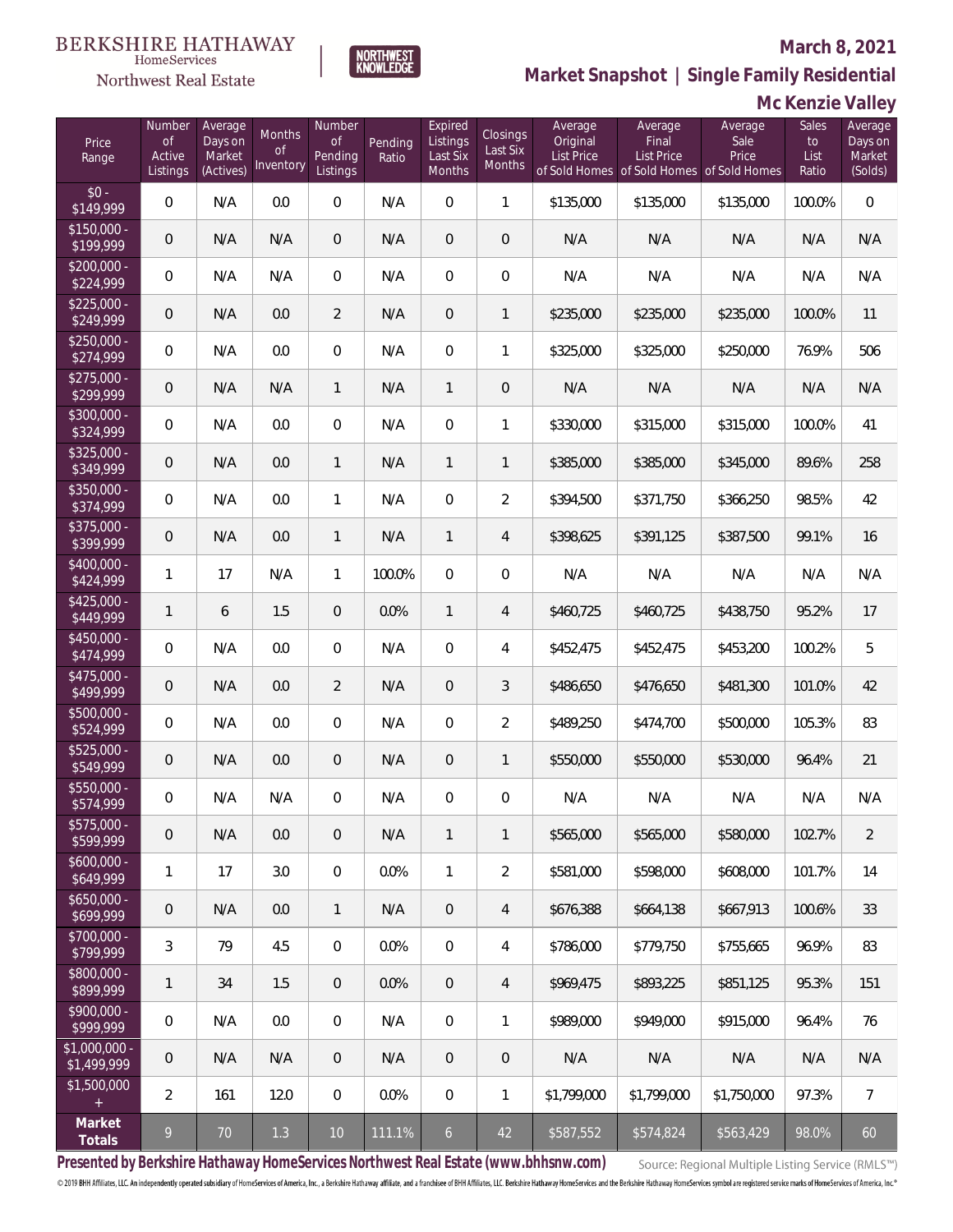BERKSHIRE HATHAWAY HomeServices Northwest Real Estate

NORTHWEST KNOWLEDGE

**March 8, 2021**

## Market Snapshot | Single Family Residential

## Mc Kenzie Valley

| Price Range | Number of Active Listings | Average Days on Market (Actives) | Months of Inventory | Number of Pending Listings | Pending Ratio | Expired Listings Last Six Months | Closings Last Six Months | Average Original List Price of Sold Homes | Average Final List Price of Sold Homes | Average Sale Price of Sold Homes | Sales to List Ratio | Average Days on Market (Solds) |
|---|---|---|---|---|---|---|---|---|---|---|---|---|
| $0 - $149,999 | 0 | N/A | 0.0 | 0 | N/A | 0 | 1 | $135,000 | $135,000 | $135,000 | 100.0% | 0 |
| $150,000 - $199,999 | 0 | N/A | N/A | 0 | N/A | 0 | 0 | N/A | N/A | N/A | N/A | N/A |
| $200,000 - $224,999 | 0 | N/A | N/A | 0 | N/A | 0 | 0 | N/A | N/A | N/A | N/A | N/A |
| $225,000 - $249,999 | 0 | N/A | 0.0 | 2 | N/A | 0 | 1 | $235,000 | $235,000 | $235,000 | 100.0% | 11 |
| $250,000 - $274,999 | 0 | N/A | 0.0 | 0 | N/A | 0 | 1 | $325,000 | $325,000 | $250,000 | 76.9% | 506 |
| $275,000 - $299,999 | 0 | N/A | N/A | 1 | N/A | 1 | 0 | N/A | N/A | N/A | N/A | N/A |
| $300,000 - $324,999 | 0 | N/A | 0.0 | 0 | N/A | 0 | 1 | $330,000 | $315,000 | $315,000 | 100.0% | 41 |
| $325,000 - $349,999 | 0 | N/A | 0.0 | 1 | N/A | 1 | 1 | $385,000 | $385,000 | $345,000 | 89.6% | 258 |
| $350,000 - $374,999 | 0 | N/A | 0.0 | 1 | N/A | 0 | 2 | $394,500 | $371,750 | $366,250 | 98.5% | 42 |
| $375,000 - $399,999 | 0 | N/A | 0.0 | 1 | N/A | 1 | 4 | $398,625 | $391,125 | $387,500 | 99.1% | 16 |
| $400,000 - $424,999 | 1 | 17 | N/A | 1 | 100.0% | 0 | 0 | N/A | N/A | N/A | N/A | N/A |
| $425,000 - $449,999 | 1 | 6 | 1.5 | 0 | 0.0% | 1 | 4 | $460,725 | $460,725 | $438,750 | 95.2% | 17 |
| $450,000 - $474,999 | 0 | N/A | 0.0 | 0 | N/A | 0 | 4 | $452,475 | $452,475 | $453,200 | 100.2% | 5 |
| $475,000 - $499,999 | 0 | N/A | 0.0 | 2 | N/A | 0 | 3 | $486,650 | $476,650 | $481,300 | 101.0% | 42 |
| $500,000 - $524,999 | 0 | N/A | 0.0 | 0 | N/A | 0 | 2 | $489,250 | $474,700 | $500,000 | 105.3% | 83 |
| $525,000 - $549,999 | 0 | N/A | 0.0 | 0 | N/A | 0 | 1 | $550,000 | $550,000 | $530,000 | 96.4% | 21 |
| $550,000 - $574,999 | 0 | N/A | N/A | 0 | N/A | 0 | 0 | N/A | N/A | N/A | N/A | N/A |
| $575,000 - $599,999 | 0 | N/A | 0.0 | 0 | N/A | 1 | 1 | $565,000 | $565,000 | $580,000 | 102.7% | 2 |
| $600,000 - $649,999 | 1 | 17 | 3.0 | 0 | 0.0% | 1 | 2 | $581,000 | $598,000 | $608,000 | 101.7% | 14 |
| $650,000 - $699,999 | 0 | N/A | 0.0 | 1 | N/A | 0 | 4 | $676,388 | $664,138 | $667,913 | 100.6% | 33 |
| $700,000 - $799,999 | 3 | 79 | 4.5 | 0 | 0.0% | 0 | 4 | $786,000 | $779,750 | $755,665 | 96.9% | 83 |
| $800,000 - $899,999 | 1 | 34 | 1.5 | 0 | 0.0% | 0 | 4 | $969,475 | $893,225 | $851,125 | 95.3% | 151 |
| $900,000 - $999,999 | 0 | N/A | 0.0 | 0 | N/A | 0 | 1 | $989,000 | $949,000 | $915,000 | 96.4% | 76 |
| $1,000,000 - $1,499,999 | 0 | N/A | N/A | 0 | N/A | 0 | 0 | N/A | N/A | N/A | N/A | N/A |
| $1,500,000 + | 2 | 161 | 12.0 | 0 | 0.0% | 0 | 1 | $1,799,000 | $1,799,000 | $1,750,000 | 97.3% | 7 |
| **Market Totals** | 9 | 70 | 1.3 | 10 | 111.1% | 6 | 42 | $587,552 | $574,824 | $563,429 | 98.0% | 60 |

**Presented by Berkshire Hathaway HomeServices Northwest Real Estate (www.bhhsnw.com)**

Source: Regional Multiple Listing Service (RMLS™)

© 2019 BHH Affiliates, LLC. An independently operated subsidiary of HomeServices of America, Inc., a Berkshire Hathaway affiliate, and a franchisee of BHH Affiliates, LLC. Berkshire Hathaway HomeServices and the Berkshire Hathaway HomeServices symbol are registered service marks of HomeServices of America, Inc.®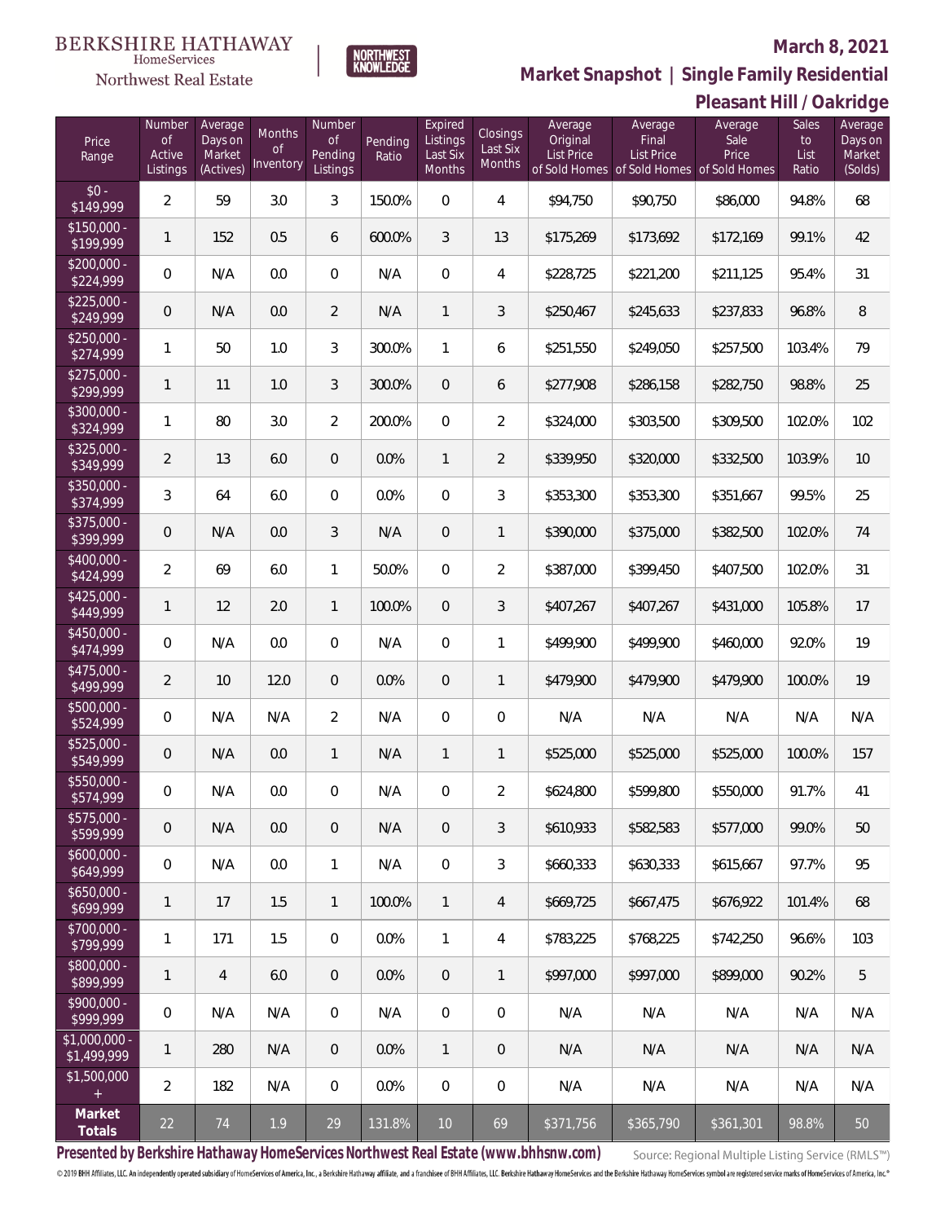BERKSHIRE HATHAWAY
HomeServices
Northwest Real Estate

NORTHWEST KNOWLEDGE

**March 8, 2021**

## Market Snapshot | Single Family Residential

## Pleasant Hill / Oakridge

| Price Range | Number of Active Listings | Average Days on Market (Actives) | Months of Inventory | Number of Pending Listings | Pending Ratio | Expired Listings Last Six Months | Closings Last Six Months | Average Original List Price of Sold Homes | Average Final List Price of Sold Homes | Average Sale Price of Sold Homes | Sales to List Ratio | Average Days on Market (Solds) |
|---|---|---|---|---|---|---|---|---|---|---|---|---|
| $0 - $149,999 | 2 | 59 | 3.0 | 3 | 150.0% | 0 | 4 | $94,750 | $90,750 | $86,000 | 94.8% | 68 |
| $150,000 - $199,999 | 1 | 152 | 0.5 | 6 | 600.0% | 3 | 13 | $175,269 | $173,692 | $172,169 | 99.1% | 42 |
| $200,000 - $224,999 | 0 | N/A | 0.0 | 0 | N/A | 0 | 4 | $228,725 | $221,200 | $211,125 | 95.4% | 31 |
| $225,000 - $249,999 | 0 | N/A | 0.0 | 2 | N/A | 1 | 3 | $250,467 | $245,633 | $237,833 | 96.8% | 8 |
| $250,000 - $274,999 | 1 | 50 | 1.0 | 3 | 300.0% | 1 | 6 | $251,550 | $249,050 | $257,500 | 103.4% | 79 |
| $275,000 - $299,999 | 1 | 11 | 1.0 | 3 | 300.0% | 0 | 6 | $277,908 | $286,158 | $282,750 | 98.8% | 25 |
| $300,000 - $324,999 | 1 | 80 | 3.0 | 2 | 200.0% | 0 | 2 | $324,000 | $303,500 | $309,500 | 102.0% | 102 |
| $325,000 - $349,999 | 2 | 13 | 6.0 | 0 | 0.0% | 1 | 2 | $339,950 | $320,000 | $332,500 | 103.9% | 10 |
| $350,000 - $374,999 | 3 | 64 | 6.0 | 0 | 0.0% | 0 | 3 | $353,300 | $353,300 | $351,667 | 99.5% | 25 |
| $375,000 - $399,999 | 0 | N/A | 0.0 | 3 | N/A | 0 | 1 | $390,000 | $375,000 | $382,500 | 102.0% | 74 |
| $400,000 - $424,999 | 2 | 69 | 6.0 | 1 | 50.0% | 0 | 2 | $387,000 | $399,450 | $407,500 | 102.0% | 31 |
| $425,000 - $449,999 | 1 | 12 | 2.0 | 1 | 100.0% | 0 | 3 | $407,267 | $407,267 | $431,000 | 105.8% | 17 |
| $450,000 - $474,999 | 0 | N/A | 0.0 | 0 | N/A | 0 | 1 | $499,900 | $499,900 | $460,000 | 92.0% | 19 |
| $475,000 - $499,999 | 2 | 10 | 12.0 | 0 | 0.0% | 0 | 1 | $479,900 | $479,900 | $479,900 | 100.0% | 19 |
| $500,000 - $524,999 | 0 | N/A | N/A | 2 | N/A | 0 | 0 | N/A | N/A | N/A | N/A | N/A |
| $525,000 - $549,999 | 0 | N/A | 0.0 | 1 | N/A | 1 | 1 | $525,000 | $525,000 | $525,000 | 100.0% | 157 |
| $550,000 - $574,999 | 0 | N/A | 0.0 | 0 | N/A | 0 | 2 | $624,800 | $599,800 | $550,000 | 91.7% | 41 |
| $575,000 - $599,999 | 0 | N/A | 0.0 | 0 | N/A | 0 | 3 | $610,933 | $582,583 | $577,000 | 99.0% | 50 |
| $600,000 - $649,999 | 0 | N/A | 0.0 | 1 | N/A | 0 | 3 | $660,333 | $630,333 | $615,667 | 97.7% | 95 |
| $650,000 - $699,999 | 1 | 17 | 1.5 | 1 | 100.0% | 1 | 4 | $669,725 | $667,475 | $676,922 | 101.4% | 68 |
| $700,000 - $799,999 | 1 | 171 | 1.5 | 0 | 0.0% | 1 | 4 | $783,225 | $768,225 | $742,250 | 96.6% | 103 |
| $800,000 - $899,999 | 1 | 4 | 6.0 | 0 | 0.0% | 0 | 1 | $997,000 | $997,000 | $899,000 | 90.2% | 5 |
| $900,000 - $999,999 | 0 | N/A | N/A | 0 | N/A | 0 | 0 | N/A | N/A | N/A | N/A | N/A |
| $1,000,000 - $1,499,999 | 1 | 280 | N/A | 0 | 0.0% | 1 | 0 | N/A | N/A | N/A | N/A | N/A |
| $1,500,000 + | 2 | 182 | N/A | 0 | 0.0% | 0 | 0 | N/A | N/A | N/A | N/A | N/A |
| **Market Totals** | 22 | 74 | 1.9 | 29 | 131.8% | 10 | 69 | $371,756 | $365,790 | $361,301 | 98.8% | 50 |

**Presented by Berkshire Hathaway HomeServices Northwest Real Estate (www.bhhsnw.com)**

Source: Regional Multiple Listing Service (RMLS™)

© 2019 BHH Affiliates, LLC. An independently operated subsidiary of HomeServices of America, Inc., a Berkshire Hathaway affiliate, and a franchisee of BHH Affiliates, LLC. Berkshire Hathaway HomeServices and the Berkshire Hathaway HomeServices symbol are registered service marks of HomeServices of America, Inc.®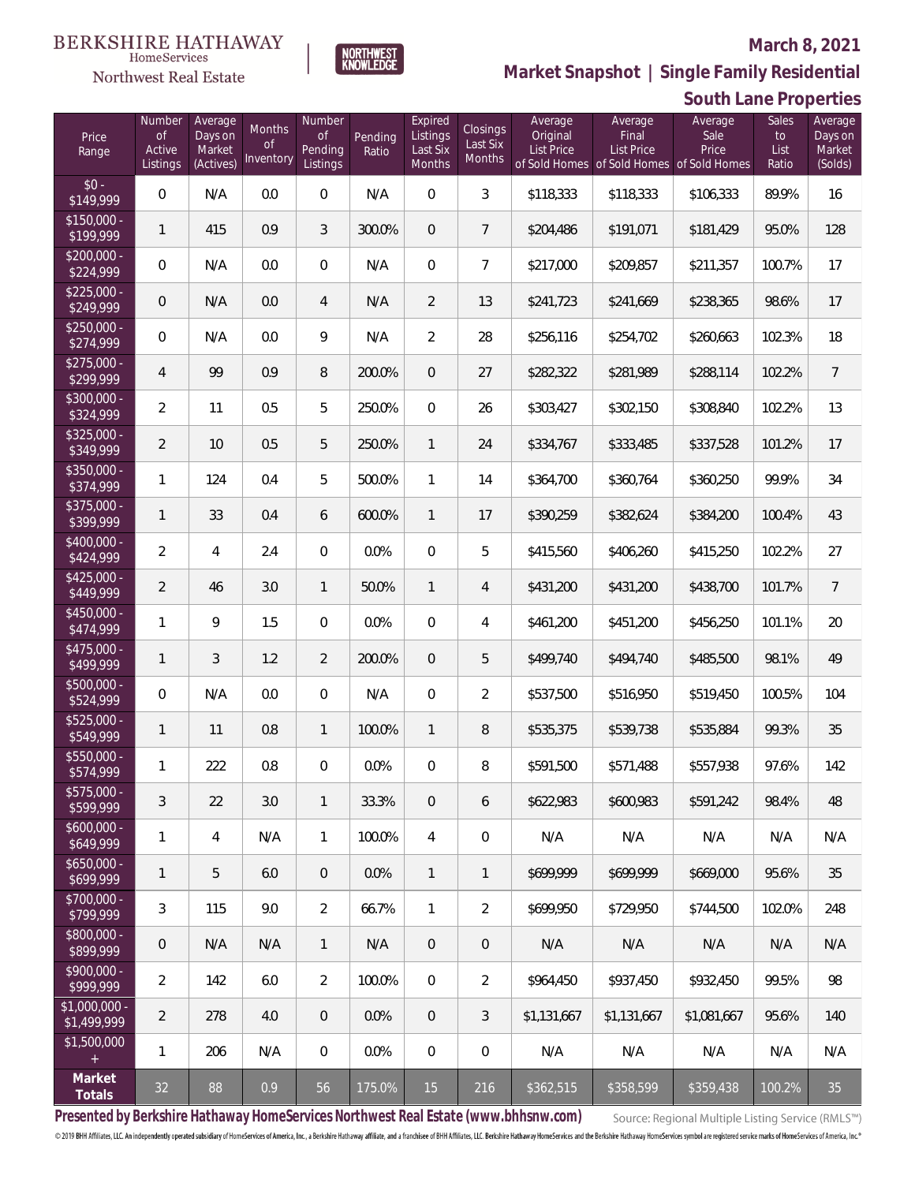BERKSHIRE HATHAWAY HomeServices Northwest Real Estate | NORTHWEST KNOWLEDGE

**March 8, 2021**

## Market Snapshot | Single Family Residential

## South Lane Properties

| Price Range | Number of Active Listings | Average Days on Market (Actives) | Months of Inventory | Number of Pending Listings | Pending Ratio | Expired Listings Last Six Months | Closings Last Six Months | Average Original List Price of Sold Homes | Average Final List Price of Sold Homes | Average Sale Price of Sold Homes | Sales to List Ratio | Average Days on Market (Solds) |
|---|---|---|---|---|---|---|---|---|---|---|---|---|
| $0 - $149,999 | 0 | N/A | 0.0 | 0 | N/A | 0 | 3 | $118,333 | $118,333 | $106,333 | 89.9% | 16 |
| $150,000 - $199,999 | 1 | 415 | 0.9 | 3 | 300.0% | 0 | 7 | $204,486 | $191,071 | $181,429 | 95.0% | 128 |
| $200,000 - $224,999 | 0 | N/A | 0.0 | 0 | N/A | 0 | 7 | $217,000 | $209,857 | $211,357 | 100.7% | 17 |
| $225,000 - $249,999 | 0 | N/A | 0.0 | 4 | N/A | 2 | 13 | $241,723 | $241,669 | $238,365 | 98.6% | 17 |
| $250,000 - $274,999 | 0 | N/A | 0.0 | 9 | N/A | 2 | 28 | $256,116 | $254,702 | $260,663 | 102.3% | 18 |
| $275,000 - $299,999 | 4 | 99 | 0.9 | 8 | 200.0% | 0 | 27 | $282,322 | $281,989 | $288,114 | 102.2% | 7 |
| $300,000 - $324,999 | 2 | 11 | 0.5 | 5 | 250.0% | 0 | 26 | $303,427 | $302,150 | $308,840 | 102.2% | 13 |
| $325,000 - $349,999 | 2 | 10 | 0.5 | 5 | 250.0% | 1 | 24 | $334,767 | $333,485 | $337,528 | 101.2% | 17 |
| $350,000 - $374,999 | 1 | 124 | 0.4 | 5 | 500.0% | 1 | 14 | $364,700 | $360,764 | $360,250 | 99.9% | 34 |
| $375,000 - $399,999 | 1 | 33 | 0.4 | 6 | 600.0% | 1 | 17 | $390,259 | $382,624 | $384,200 | 100.4% | 43 |
| $400,000 - $424,999 | 2 | 4 | 2.4 | 0 | 0.0% | 0 | 5 | $415,560 | $406,260 | $415,250 | 102.2% | 27 |
| $425,000 - $449,999 | 2 | 46 | 3.0 | 1 | 50.0% | 1 | 4 | $431,200 | $431,200 | $438,700 | 101.7% | 7 |
| $450,000 - $474,999 | 1 | 9 | 1.5 | 0 | 0.0% | 0 | 4 | $461,200 | $451,200 | $456,250 | 101.1% | 20 |
| $475,000 - $499,999 | 1 | 3 | 1.2 | 2 | 200.0% | 0 | 5 | $499,740 | $494,740 | $485,500 | 98.1% | 49 |
| $500,000 - $524,999 | 0 | N/A | 0.0 | 0 | N/A | 0 | 2 | $537,500 | $516,950 | $519,450 | 100.5% | 104 |
| $525,000 - $549,999 | 1 | 11 | 0.8 | 1 | 100.0% | 1 | 8 | $535,375 | $539,738 | $535,884 | 99.3% | 35 |
| $550,000 - $574,999 | 1 | 222 | 0.8 | 0 | 0.0% | 0 | 8 | $591,500 | $571,488 | $557,938 | 97.6% | 142 |
| $575,000 - $599,999 | 3 | 22 | 3.0 | 1 | 33.3% | 0 | 6 | $622,983 | $600,983 | $591,242 | 98.4% | 48 |
| $600,000 - $649,999 | 1 | 4 | N/A | 1 | 100.0% | 4 | 0 | N/A | N/A | N/A | N/A | N/A |
| $650,000 - $699,999 | 1 | 5 | 6.0 | 0 | 0.0% | 1 | 1 | $699,999 | $699,999 | $669,000 | 95.6% | 35 |
| $700,000 - $799,999 | 3 | 115 | 9.0 | 2 | 66.7% | 1 | 2 | $699,950 | $729,950 | $744,500 | 102.0% | 248 |
| $800,000 - $899,999 | 0 | N/A | N/A | 1 | N/A | 0 | 0 | N/A | N/A | N/A | N/A | N/A |
| $900,000 - $999,999 | 2 | 142 | 6.0 | 2 | 100.0% | 0 | 2 | $964,450 | $937,450 | $932,450 | 99.5% | 98 |
| $1,000,000 - $1,499,999 | 2 | 278 | 4.0 | 0 | 0.0% | 0 | 3 | $1,131,667 | $1,131,667 | $1,081,667 | 95.6% | 140 |
| $1,500,000 + | 1 | 206 | N/A | 0 | 0.0% | 0 | 0 | N/A | N/A | N/A | N/A | N/A |
| **Market Totals** | 32 | 88 | 0.9 | 56 | 175.0% | 15 | 216 | $362,515 | $358,599 | $359,438 | 100.2% | 35 |

**Presented by Berkshire Hathaway HomeServices Northwest Real Estate (www.bhhsnw.com)**

Source: Regional Multiple Listing Service (RMLS™)

© 2019 BHH Affiliates, LLC. An independently operated subsidiary of HomeServices of America, Inc., a Berkshire Hathaway affiliate, and a franchisee of BHH Affiliates, LLC. Berkshire Hathaway HomeServices and the Berkshire Hathaway HomeServices symbol are registered service marks of HomeServices of America, Inc.®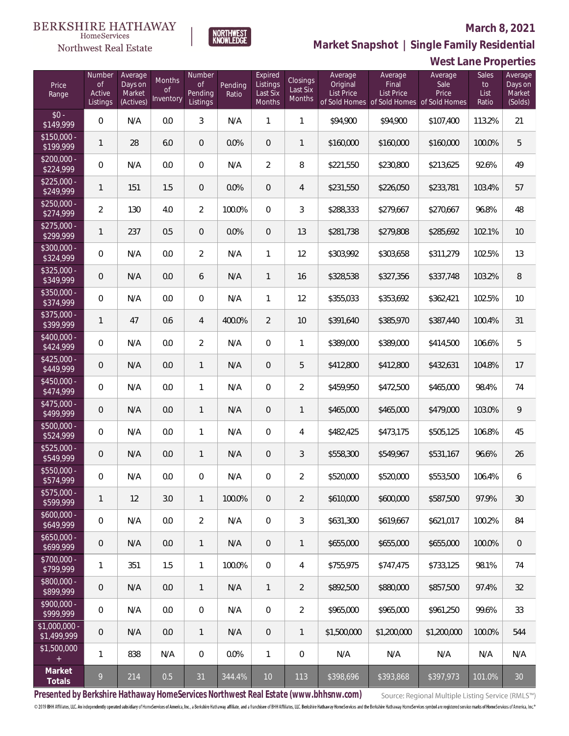BERKSHIRE HATHAWAY HomeServices Northwest Real Estate

NORTHWEST KNOWLEDGE

**March 8, 2021**

## Market Snapshot | Single Family Residential

### West Lane Properties

| Price Range | Number of Active Listings | Average Days on Market (Actives) | Months of Inventory | Number of Pending Listings | Pending Ratio | Expired Listings Last Six Months | Closings Last Six Months | Average Original List Price of Sold Homes | Average Final List Price of Sold Homes | Average Sale Price of Sold Homes | Sales to List Ratio | Average Days on Market (Solds) |
|---|---|---|---|---|---|---|---|---|---|---|---|---|
| $0 - $149,999 | 0 | N/A | 0.0 | 3 | N/A | 1 | 1 | $94,900 | $94,900 | $107,400 | 113.2% | 21 |
| $150,000 - $199,999 | 1 | 28 | 6.0 | 0 | 0.0% | 0 | 1 | $160,000 | $160,000 | $160,000 | 100.0% | 5 |
| $200,000 - $224,999 | 0 | N/A | 0.0 | 0 | N/A | 2 | 8 | $221,550 | $230,800 | $213,625 | 92.6% | 49 |
| $225,000 - $249,999 | 1 | 151 | 1.5 | 0 | 0.0% | 0 | 4 | $231,550 | $226,050 | $233,781 | 103.4% | 57 |
| $250,000 - $274,999 | 2 | 130 | 4.0 | 2 | 100.0% | 0 | 3 | $288,333 | $279,667 | $270,667 | 96.8% | 48 |
| $275,000 - $299,999 | 1 | 237 | 0.5 | 0 | 0.0% | 0 | 13 | $281,738 | $279,808 | $285,692 | 102.1% | 10 |
| $300,000 - $324,999 | 0 | N/A | 0.0 | 2 | N/A | 1 | 12 | $303,992 | $303,658 | $311,279 | 102.5% | 13 |
| $325,000 - $349,999 | 0 | N/A | 0.0 | 6 | N/A | 1 | 16 | $328,538 | $327,356 | $337,748 | 103.2% | 8 |
| $350,000 - $374,999 | 0 | N/A | 0.0 | 0 | N/A | 1 | 12 | $355,033 | $353,692 | $362,421 | 102.5% | 10 |
| $375,000 - $399,999 | 1 | 47 | 0.6 | 4 | 400.0% | 2 | 10 | $391,640 | $385,970 | $387,440 | 100.4% | 31 |
| $400,000 - $424,999 | 0 | N/A | 0.0 | 2 | N/A | 0 | 1 | $389,000 | $389,000 | $414,500 | 106.6% | 5 |
| $425,000 - $449,999 | 0 | N/A | 0.0 | 1 | N/A | 0 | 5 | $412,800 | $412,800 | $432,631 | 104.8% | 17 |
| $450,000 - $474,999 | 0 | N/A | 0.0 | 1 | N/A | 0 | 2 | $459,950 | $472,500 | $465,000 | 98.4% | 74 |
| $475,000 - $499,999 | 0 | N/A | 0.0 | 1 | N/A | 0 | 1 | $465,000 | $465,000 | $479,000 | 103.0% | 9 |
| $500,000 - $524,999 | 0 | N/A | 0.0 | 1 | N/A | 0 | 4 | $482,425 | $473,175 | $505,125 | 106.8% | 45 |
| $525,000 - $549,999 | 0 | N/A | 0.0 | 1 | N/A | 0 | 3 | $558,300 | $549,967 | $531,167 | 96.6% | 26 |
| $550,000 - $574,999 | 0 | N/A | 0.0 | 0 | N/A | 0 | 2 | $520,000 | $520,000 | $553,500 | 106.4% | 6 |
| $575,000 - $599,999 | 1 | 12 | 3.0 | 1 | 100.0% | 0 | 2 | $610,000 | $600,000 | $587,500 | 97.9% | 30 |
| $600,000 - $649,999 | 0 | N/A | 0.0 | 2 | N/A | 0 | 3 | $631,300 | $619,667 | $621,017 | 100.2% | 84 |
| $650,000 - $699,999 | 0 | N/A | 0.0 | 1 | N/A | 0 | 1 | $655,000 | $655,000 | $655,000 | 100.0% | 0 |
| $700,000 - $799,999 | 1 | 351 | 1.5 | 1 | 100.0% | 0 | 4 | $755,975 | $747,475 | $733,125 | 98.1% | 74 |
| $800,000 - $899,999 | 0 | N/A | 0.0 | 1 | N/A | 1 | 2 | $892,500 | $880,000 | $857,500 | 97.4% | 32 |
| $900,000 - $999,999 | 0 | N/A | 0.0 | 0 | N/A | 0 | 2 | $965,000 | $965,000 | $961,250 | 99.6% | 33 |
| $1,000,000 - $1,499,999 | 0 | N/A | 0.0 | 1 | N/A | 0 | 1 | $1,500,000 | $1,200,000 | $1,200,000 | 100.0% | 544 |
| $1,500,000 + | 1 | 838 | N/A | 0 | 0.0% | 1 | 0 | N/A | N/A | N/A | N/A | N/A |
| **Market Totals** | 9 | 214 | 0.5 | 31 | 344.4% | 10 | 113 | $398,696 | $393,868 | $397,973 | 101.0% | 30 |

**Presented by Berkshire Hathaway HomeServices Northwest Real Estate (www.bhhsnw.com)**

Source: Regional Multiple Listing Service (RMLS™)

© 2019 BHH Affiliates, LLC. An independently operated subsidiary of HomeServices of America, Inc., a Berkshire Hathaway affiliate, and a franchisee of BHH Affiliates, LLC. Berkshire Hathaway HomeServices and the Berkshire Hathaway HomeServices symbol are registered service marks of HomeServices of America, Inc.®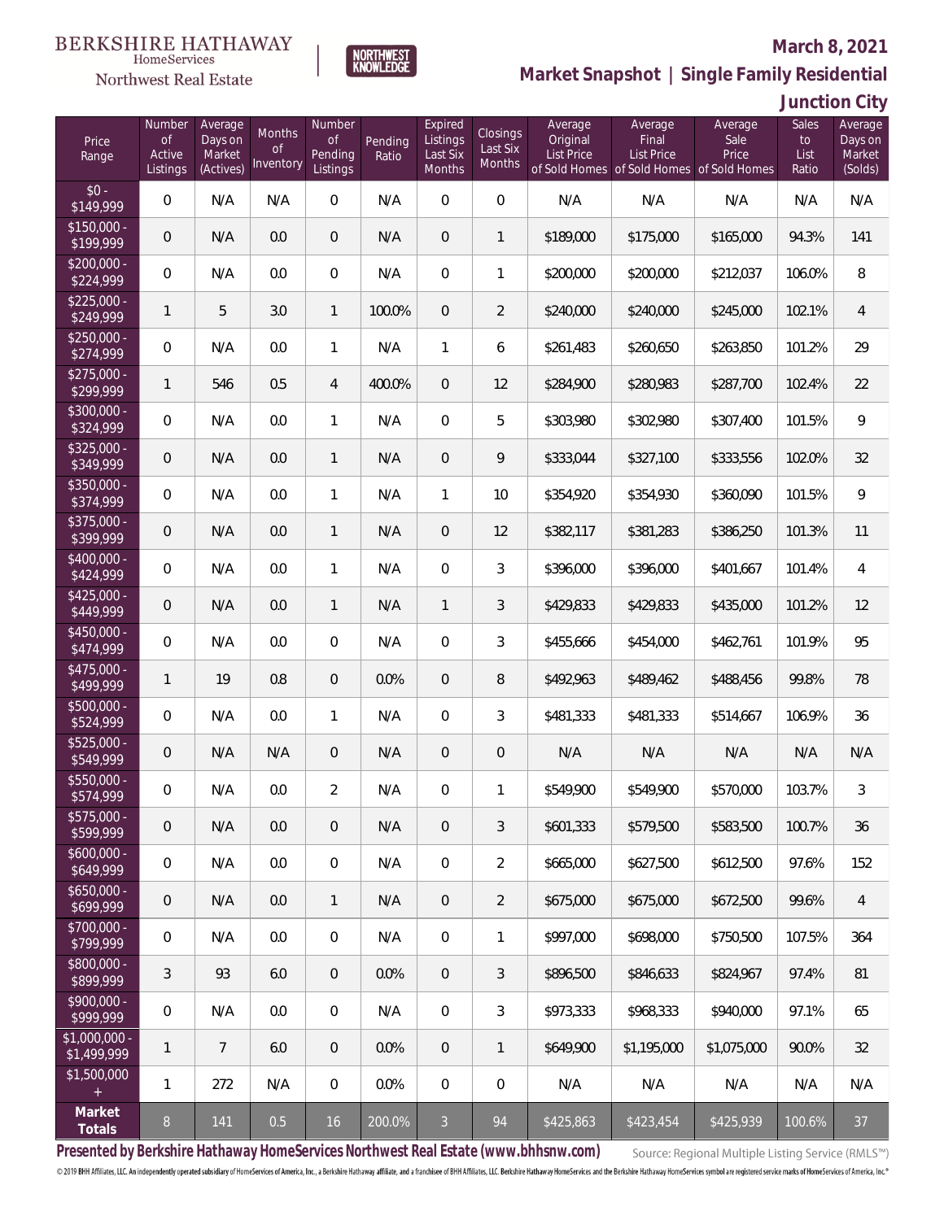BERKSHIRE HATHAWAY HomeServices Northwest Real Estate | NORTHWEST KNOWLEDGE

**March 8, 2021**

## Market Snapshot | Single Family Residential

### Junction City

| Price Range | Number of Active Listings | Average Days on Market (Actives) | Months of Inventory | Number of Pending Listings | Pending Ratio | Expired Listings Last Six Months | Closings Last Six Months | Average Original List Price of Sold Homes | Average Final List Price of Sold Homes | Average Sale Price of Sold Homes | Sales to List Ratio | Average Days on Market (Solds) |
|---|---|---|---|---|---|---|---|---|---|---|---|---|
| $0 - $149,999 | 0 | N/A | N/A | 0 | N/A | 0 | 0 | N/A | N/A | N/A | N/A | N/A |
| $150,000 - $199,999 | 0 | N/A | 0.0 | 0 | N/A | 0 | 1 | $189,000 | $175,000 | $165,000 | 94.3% | 141 |
| $200,000 - $224,999 | 0 | N/A | 0.0 | 0 | N/A | 0 | 1 | $200,000 | $200,000 | $212,037 | 106.0% | 8 |
| $225,000 - $249,999 | 1 | 5 | 3.0 | 1 | 100.0% | 0 | 2 | $240,000 | $240,000 | $245,000 | 102.1% | 4 |
| $250,000 - $274,999 | 0 | N/A | 0.0 | 1 | N/A | 1 | 6 | $261,483 | $260,650 | $263,850 | 101.2% | 29 |
| $275,000 - $299,999 | 1 | 546 | 0.5 | 4 | 400.0% | 0 | 12 | $284,900 | $280,983 | $287,700 | 102.4% | 22 |
| $300,000 - $324,999 | 0 | N/A | 0.0 | 1 | N/A | 0 | 5 | $303,980 | $302,980 | $307,400 | 101.5% | 9 |
| $325,000 - $349,999 | 0 | N/A | 0.0 | 1 | N/A | 0 | 9 | $333,044 | $327,100 | $333,556 | 102.0% | 32 |
| $350,000 - $374,999 | 0 | N/A | 0.0 | 1 | N/A | 1 | 10 | $354,920 | $354,930 | $360,090 | 101.5% | 9 |
| $375,000 - $399,999 | 0 | N/A | 0.0 | 1 | N/A | 0 | 12 | $382,117 | $381,283 | $386,250 | 101.3% | 11 |
| $400,000 - $424,999 | 0 | N/A | 0.0 | 1 | N/A | 0 | 3 | $396,000 | $396,000 | $401,667 | 101.4% | 4 |
| $425,000 - $449,999 | 0 | N/A | 0.0 | 1 | N/A | 1 | 3 | $429,833 | $429,833 | $435,000 | 101.2% | 12 |
| $450,000 - $474,999 | 0 | N/A | 0.0 | 0 | N/A | 0 | 3 | $455,666 | $454,000 | $462,761 | 101.9% | 95 |
| $475,000 - $499,999 | 1 | 19 | 0.8 | 0 | 0.0% | 0 | 8 | $492,963 | $489,462 | $488,456 | 99.8% | 78 |
| $500,000 - $524,999 | 0 | N/A | 0.0 | 1 | N/A | 0 | 3 | $481,333 | $481,333 | $514,667 | 106.9% | 36 |
| $525,000 - $549,999 | 0 | N/A | N/A | 0 | N/A | 0 | 0 | N/A | N/A | N/A | N/A | N/A |
| $550,000 - $574,999 | 0 | N/A | 0.0 | 2 | N/A | 0 | 1 | $549,900 | $549,900 | $570,000 | 103.7% | 3 |
| $575,000 - $599,999 | 0 | N/A | 0.0 | 0 | N/A | 0 | 3 | $601,333 | $579,500 | $583,500 | 100.7% | 36 |
| $600,000 - $649,999 | 0 | N/A | 0.0 | 0 | N/A | 0 | 2 | $665,000 | $627,500 | $612,500 | 97.6% | 152 |
| $650,000 - $699,999 | 0 | N/A | 0.0 | 1 | N/A | 0 | 2 | $675,000 | $675,000 | $672,500 | 99.6% | 4 |
| $700,000 - $799,999 | 0 | N/A | 0.0 | 0 | N/A | 0 | 1 | $997,000 | $698,000 | $750,500 | 107.5% | 364 |
| $800,000 - $899,999 | 3 | 93 | 6.0 | 0 | 0.0% | 0 | 3 | $896,500 | $846,633 | $824,967 | 97.4% | 81 |
| $900,000 - $999,999 | 0 | N/A | 0.0 | 0 | N/A | 0 | 3 | $973,333 | $968,333 | $940,000 | 97.1% | 65 |
| $1,000,000 - $1,499,999 | 1 | 7 | 6.0 | 0 | 0.0% | 0 | 1 | $649,900 | $1,195,000 | $1,075,000 | 90.0% | 32 |
| $1,500,000 + | 1 | 272 | N/A | 0 | 0.0% | 0 | 0 | N/A | N/A | N/A | N/A | N/A |
| **Market Totals** | 8 | 141 | 0.5 | 16 | 200.0% | 3 | 94 | $425,863 | $423,454 | $425,939 | 100.6% | 37 |

**Presented by Berkshire Hathaway HomeServices Northwest Real Estate (www.bhhsnw.com)**

Source: Regional Multiple Listing Service (RMLS™)

© 2019 BHH Affiliates, LLC. An independently operated subsidiary of HomeServices of America, Inc., a Berkshire Hathaway affiliate, and a franchisee of BHH Affiliates, LLC. Berkshire Hathaway HomeServices and the Berkshire Hathaway HomeServices symbol are registered service marks of HomeServices of America, Inc.®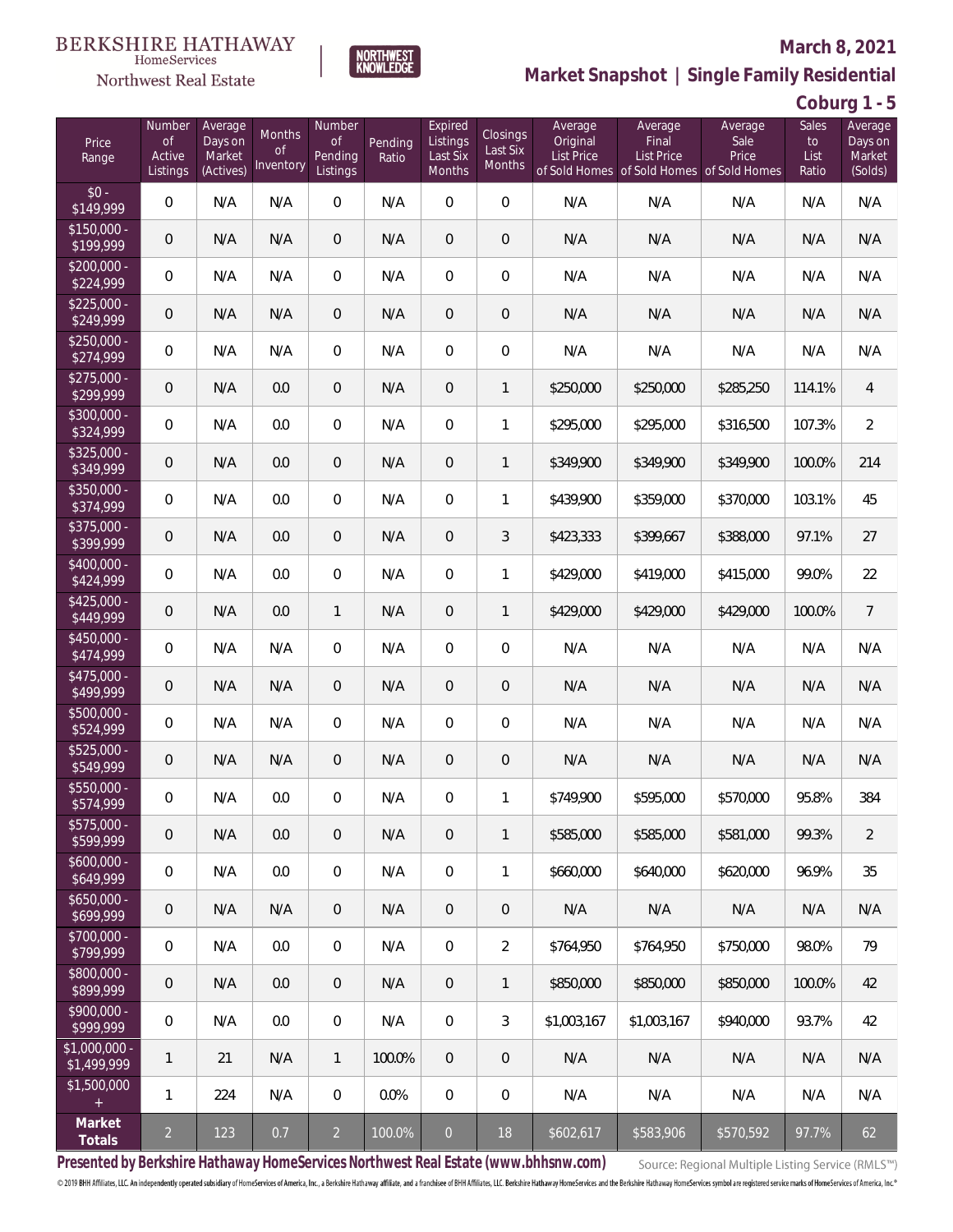BERKSHIRE HATHAWAY HomeServices Northwest Real Estate

NORTHWEST KNOWLEDGE

**March 8, 2021**

**Market Snapshot | Single Family Residential**

**Coburg 1 - 5**

| Price Range | Number of Active Listings | Average Days on Market (Actives) | Months of Inventory | Number of Pending Listings | Pending Ratio | Expired Listings Last Six Months | Closings Last Six Months | Average Original List Price of Sold Homes | Average Final List Price of Sold Homes | Average Sale Price of Sold Homes | Sales to List Ratio | Average Days on Market (Solds) |
|---|---|---|---|---|---|---|---|---|---|---|---|---|
| $0 - $149,999 | 0 | N/A | N/A | 0 | N/A | 0 | 0 | N/A | N/A | N/A | N/A | N/A |
| $150,000 - $199,999 | 0 | N/A | N/A | 0 | N/A | 0 | 0 | N/A | N/A | N/A | N/A | N/A |
| $200,000 - $224,999 | 0 | N/A | N/A | 0 | N/A | 0 | 0 | N/A | N/A | N/A | N/A | N/A |
| $225,000 - $249,999 | 0 | N/A | N/A | 0 | N/A | 0 | 0 | N/A | N/A | N/A | N/A | N/A |
| $250,000 - $274,999 | 0 | N/A | N/A | 0 | N/A | 0 | 0 | N/A | N/A | N/A | N/A | N/A |
| $275,000 - $299,999 | 0 | N/A | 0.0 | 0 | N/A | 0 | 1 | $250,000 | $250,000 | $285,250 | 114.1% | 4 |
| $300,000 - $324,999 | 0 | N/A | 0.0 | 0 | N/A | 0 | 1 | $295,000 | $295,000 | $316,500 | 107.3% | 2 |
| $325,000 - $349,999 | 0 | N/A | 0.0 | 0 | N/A | 0 | 1 | $349,900 | $349,900 | $349,900 | 100.0% | 214 |
| $350,000 - $374,999 | 0 | N/A | 0.0 | 0 | N/A | 0 | 1 | $439,900 | $359,000 | $370,000 | 103.1% | 45 |
| $375,000 - $399,999 | 0 | N/A | 0.0 | 0 | N/A | 0 | 3 | $423,333 | $399,667 | $388,000 | 97.1% | 27 |
| $400,000 - $424,999 | 0 | N/A | 0.0 | 0 | N/A | 0 | 1 | $429,000 | $419,000 | $415,000 | 99.0% | 22 |
| $425,000 - $449,999 | 0 | N/A | 0.0 | 1 | N/A | 0 | 1 | $429,000 | $429,000 | $429,000 | 100.0% | 7 |
| $450,000 - $474,999 | 0 | N/A | N/A | 0 | N/A | 0 | 0 | N/A | N/A | N/A | N/A | N/A |
| $475,000 - $499,999 | 0 | N/A | N/A | 0 | N/A | 0 | 0 | N/A | N/A | N/A | N/A | N/A |
| $500,000 - $524,999 | 0 | N/A | N/A | 0 | N/A | 0 | 0 | N/A | N/A | N/A | N/A | N/A |
| $525,000 - $549,999 | 0 | N/A | N/A | 0 | N/A | 0 | 0 | N/A | N/A | N/A | N/A | N/A |
| $550,000 - $574,999 | 0 | N/A | 0.0 | 0 | N/A | 0 | 1 | $749,900 | $595,000 | $570,000 | 95.8% | 384 |
| $575,000 - $599,999 | 0 | N/A | 0.0 | 0 | N/A | 0 | 1 | $585,000 | $585,000 | $581,000 | 99.3% | 2 |
| $600,000 - $649,999 | 0 | N/A | 0.0 | 0 | N/A | 0 | 1 | $660,000 | $640,000 | $620,000 | 96.9% | 35 |
| $650,000 - $699,999 | 0 | N/A | N/A | 0 | N/A | 0 | 0 | N/A | N/A | N/A | N/A | N/A |
| $700,000 - $799,999 | 0 | N/A | 0.0 | 0 | N/A | 0 | 2 | $764,950 | $764,950 | $750,000 | 98.0% | 79 |
| $800,000 - $899,999 | 0 | N/A | 0.0 | 0 | N/A | 0 | 1 | $850,000 | $850,000 | $850,000 | 100.0% | 42 |
| $900,000 - $999,999 | 0 | N/A | 0.0 | 0 | N/A | 0 | 3 | $1,003,167 | $1,003,167 | $940,000 | 93.7% | 42 |
| $1,000,000 - $1,499,999 | 1 | 21 | N/A | 1 | 100.0% | 0 | 0 | N/A | N/A | N/A | N/A | N/A |
| $1,500,000 + | 1 | 224 | N/A | 0 | 0.0% | 0 | 0 | N/A | N/A | N/A | N/A | N/A |
| **Market Totals** | 2 | 123 | 0.7 | 2 | 100.0% | 0 | 18 | $602,617 | $583,906 | $570,592 | 97.7% | 62 |

**Presented by Berkshire Hathaway HomeServices Northwest Real Estate (www.bhhsnw.com)**

Source: Regional Multiple Listing Service (RMLS™)

© 2019 BHH Affiliates, LLC. An independently operated subsidiary of HomeServices of America, Inc., a Berkshire Hathaway affiliate, and a franchisee of BHH Affiliates, LLC. Berkshire Hathaway HomeServices and the Berkshire Hathaway HomeServices symbol are registered service marks of HomeServices of America, Inc.®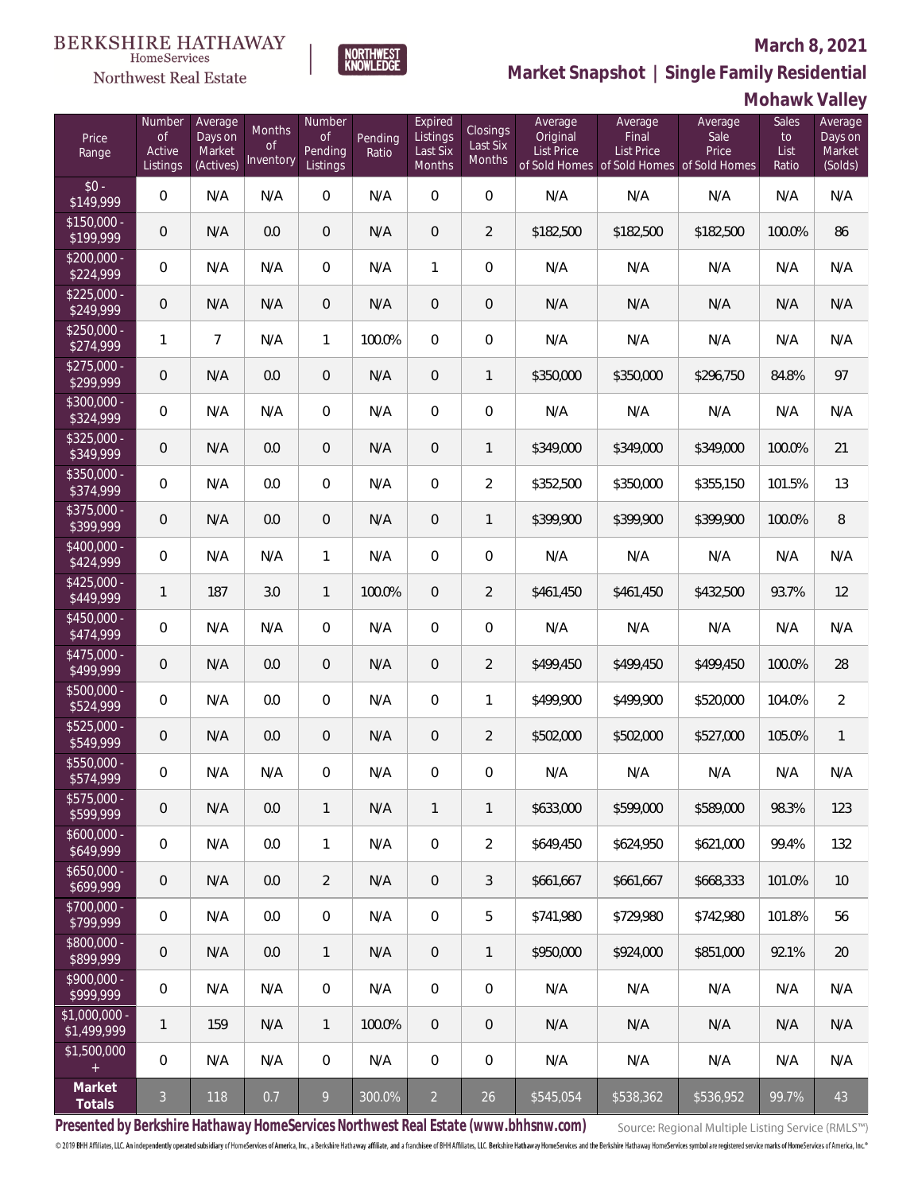BERKSHIRE HATHAWAY HomeServices Northwest Real Estate

NORTHWEST KNOWLEDGE

**March 8, 2021**

**Market Snapshot | Single Family Residential**

**Mohawk Valley**

| Price Range | Number of Active Listings | Average Days on Market (Actives) | Months of Inventory | Number of Pending Listings | Pending Ratio | Expired Listings Last Six Months | Closings Last Six Months | Average Original List Price of Sold Homes | Average Final List Price of Sold Homes | Average Sale Price of Sold Homes | Sales to List Ratio | Average Days on Market (Solds) |
|---|---|---|---|---|---|---|---|---|---|---|---|---|
| $0 - $149,999 | 0 | N/A | N/A | 0 | N/A | 0 | 0 | N/A | N/A | N/A | N/A | N/A |
| $150,000 - $199,999 | 0 | N/A | 0.0 | 0 | N/A | 0 | 2 | $182,500 | $182,500 | $182,500 | 100.0% | 86 |
| $200,000 - $224,999 | 0 | N/A | N/A | 0 | N/A | 1 | 0 | N/A | N/A | N/A | N/A | N/A |
| $225,000 - $249,999 | 0 | N/A | N/A | 0 | N/A | 0 | 0 | N/A | N/A | N/A | N/A | N/A |
| $250,000 - $274,999 | 1 | 7 | N/A | 1 | 100.0% | 0 | 0 | N/A | N/A | N/A | N/A | N/A |
| $275,000 - $299,999 | 0 | N/A | 0.0 | 0 | N/A | 0 | 1 | $350,000 | $350,000 | $296,750 | 84.8% | 97 |
| $300,000 - $324,999 | 0 | N/A | N/A | 0 | N/A | 0 | 0 | N/A | N/A | N/A | N/A | N/A |
| $325,000 - $349,999 | 0 | N/A | 0.0 | 0 | N/A | 0 | 1 | $349,000 | $349,000 | $349,000 | 100.0% | 21 |
| $350,000 - $374,999 | 0 | N/A | 0.0 | 0 | N/A | 0 | 2 | $352,500 | $350,000 | $355,150 | 101.5% | 13 |
| $375,000 - $399,999 | 0 | N/A | 0.0 | 0 | N/A | 0 | 1 | $399,900 | $399,900 | $399,900 | 100.0% | 8 |
| $400,000 - $424,999 | 0 | N/A | N/A | 1 | N/A | 0 | 0 | N/A | N/A | N/A | N/A | N/A |
| $425,000 - $449,999 | 1 | 187 | 3.0 | 1 | 100.0% | 0 | 2 | $461,450 | $461,450 | $432,500 | 93.7% | 12 |
| $450,000 - $474,999 | 0 | N/A | N/A | 0 | N/A | 0 | 0 | N/A | N/A | N/A | N/A | N/A |
| $475,000 - $499,999 | 0 | N/A | 0.0 | 0 | N/A | 0 | 2 | $499,450 | $499,450 | $499,450 | 100.0% | 28 |
| $500,000 - $524,999 | 0 | N/A | 0.0 | 0 | N/A | 0 | 1 | $499,900 | $499,900 | $520,000 | 104.0% | 2 |
| $525,000 - $549,999 | 0 | N/A | 0.0 | 0 | N/A | 0 | 2 | $502,000 | $502,000 | $527,000 | 105.0% | 1 |
| $550,000 - $574,999 | 0 | N/A | N/A | 0 | N/A | 0 | 0 | N/A | N/A | N/A | N/A | N/A |
| $575,000 - $599,999 | 0 | N/A | 0.0 | 1 | N/A | 1 | 1 | $633,000 | $599,000 | $589,000 | 98.3% | 123 |
| $600,000 - $649,999 | 0 | N/A | 0.0 | 1 | N/A | 0 | 2 | $649,450 | $624,950 | $621,000 | 99.4% | 132 |
| $650,000 - $699,999 | 0 | N/A | 0.0 | 2 | N/A | 0 | 3 | $661,667 | $661,667 | $668,333 | 101.0% | 10 |
| $700,000 - $799,999 | 0 | N/A | 0.0 | 0 | N/A | 0 | 5 | $741,980 | $729,980 | $742,980 | 101.8% | 56 |
| $800,000 - $899,999 | 0 | N/A | 0.0 | 1 | N/A | 0 | 1 | $950,000 | $924,000 | $851,000 | 92.1% | 20 |
| $900,000 - $999,999 | 0 | N/A | N/A | 0 | N/A | 0 | 0 | N/A | N/A | N/A | N/A | N/A |
| $1,000,000 - $1,499,999 | 1 | 159 | N/A | 1 | 100.0% | 0 | 0 | N/A | N/A | N/A | N/A | N/A |
| $1,500,000 + | 0 | N/A | N/A | 0 | N/A | 0 | 0 | N/A | N/A | N/A | N/A | N/A |
| **Market Totals** | 3 | 118 | 0.7 | 9 | 300.0% | 2 | 26 | $545,054 | $538,362 | $536,952 | 99.7% | 43 |

**Presented by Berkshire Hathaway HomeServices Northwest Real Estate (www.bhhsnw.com)**

Source: Regional Multiple Listing Service (RMLS™)

© 2019 BHH Affiliates, LLC. An independently operated subsidiary of HomeServices of America, Inc., a Berkshire Hathaway affiliate, and a franchisee of BHH Affiliates, LLC. Berkshire Hathaway HomeServices and the Berkshire Hathaway HomeServices symbol are registered service marks of HomeServices of America, Inc.®